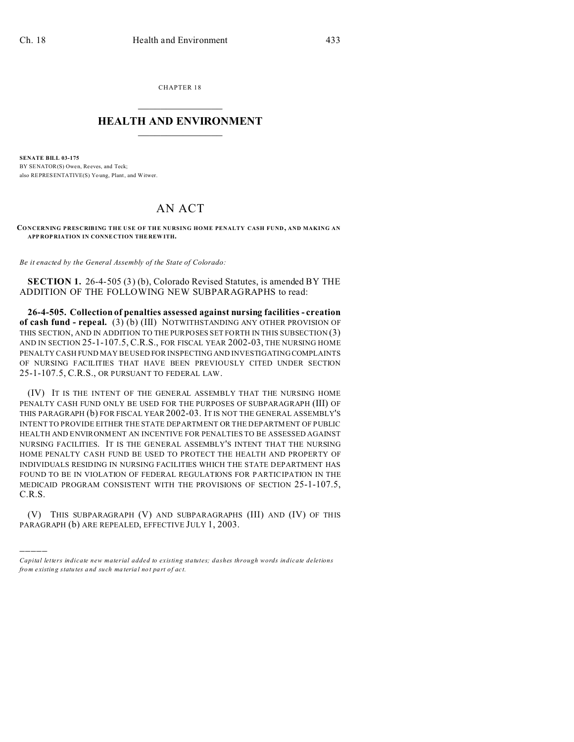CHAPTER 18

# HEALTH AND ENVIRONMENT

**SENATE BILL 03-175**

BY SENATOR(S) Owen, Reeves, and Teck;
also REPRESENTATIVE(S) Young, Plant, and Witwer.

# AN ACT

**CONCERNING PRESCRIBING THE USE OF THE NURSING HOME PENALTY CASH FUND, AND MAKING AN APPROPRIATION IN CONNECTION THEREWITH.**

*Be it enacted by the General Assembly of the State of Colorado:*

**SECTION 1.** 26-4-505 (3) (b), Colorado Revised Statutes, is amended BY THE ADDITION OF THE FOLLOWING NEW SUBPARAGRAPHS to read:

**26-4-505. Collection of penalties assessed against nursing facilities - creation of cash fund - repeal.** (3) (b) (III) NOTWITHSTANDING ANY OTHER PROVISION OF THIS SECTION, AND IN ADDITION TO THE PURPOSES SET FORTH IN THIS SUBSECTION (3) AND IN SECTION 25-1-107.5, C.R.S., FOR FISCAL YEAR 2002-03, THE NURSING HOME PENALTY CASH FUND MAY BE USED FOR INSPECTING AND INVESTIGATING COMPLAINTS OF NURSING FACILITIES THAT HAVE BEEN PREVIOUSLY CITED UNDER SECTION 25-1-107.5, C.R.S., OR PURSUANT TO FEDERAL LAW.

(IV) IT IS THE INTENT OF THE GENERAL ASSEMBLY THAT THE NURSING HOME PENALTY CASH FUND ONLY BE USED FOR THE PURPOSES OF SUBPARAGRAPH (III) OF THIS PARAGRAPH (b) FOR FISCAL YEAR 2002-03. IT IS NOT THE GENERAL ASSEMBLY'S INTENT TO PROVIDE EITHER THE STATE DEPARTMENT OR THE DEPARTMENT OF PUBLIC HEALTH AND ENVIRONMENT AN INCENTIVE FOR PENALTIES TO BE ASSESSED AGAINST NURSING FACILITIES. IT IS THE GENERAL ASSEMBLY'S INTENT THAT THE NURSING HOME PENALTY CASH FUND BE USED TO PROTECT THE HEALTH AND PROPERTY OF INDIVIDUALS RESIDING IN NURSING FACILITIES WHICH THE STATE DEPARTMENT HAS FOUND TO BE IN VIOLATION OF FEDERAL REGULATIONS FOR PARTICIPATION IN THE MEDICAID PROGRAM CONSISTENT WITH THE PROVISIONS OF SECTION 25-1-107.5, C.R.S.

(V) THIS SUBPARAGRAPH (V) AND SUBPARAGRAPHS (III) AND (IV) OF THIS PARAGRAPH (b) ARE REPEALED, EFFECTIVE JULY 1, 2003.

*Capital letters indicate new material added to existing statutes; dashes through words indicate deletions from existing statutes and such material not part of act.*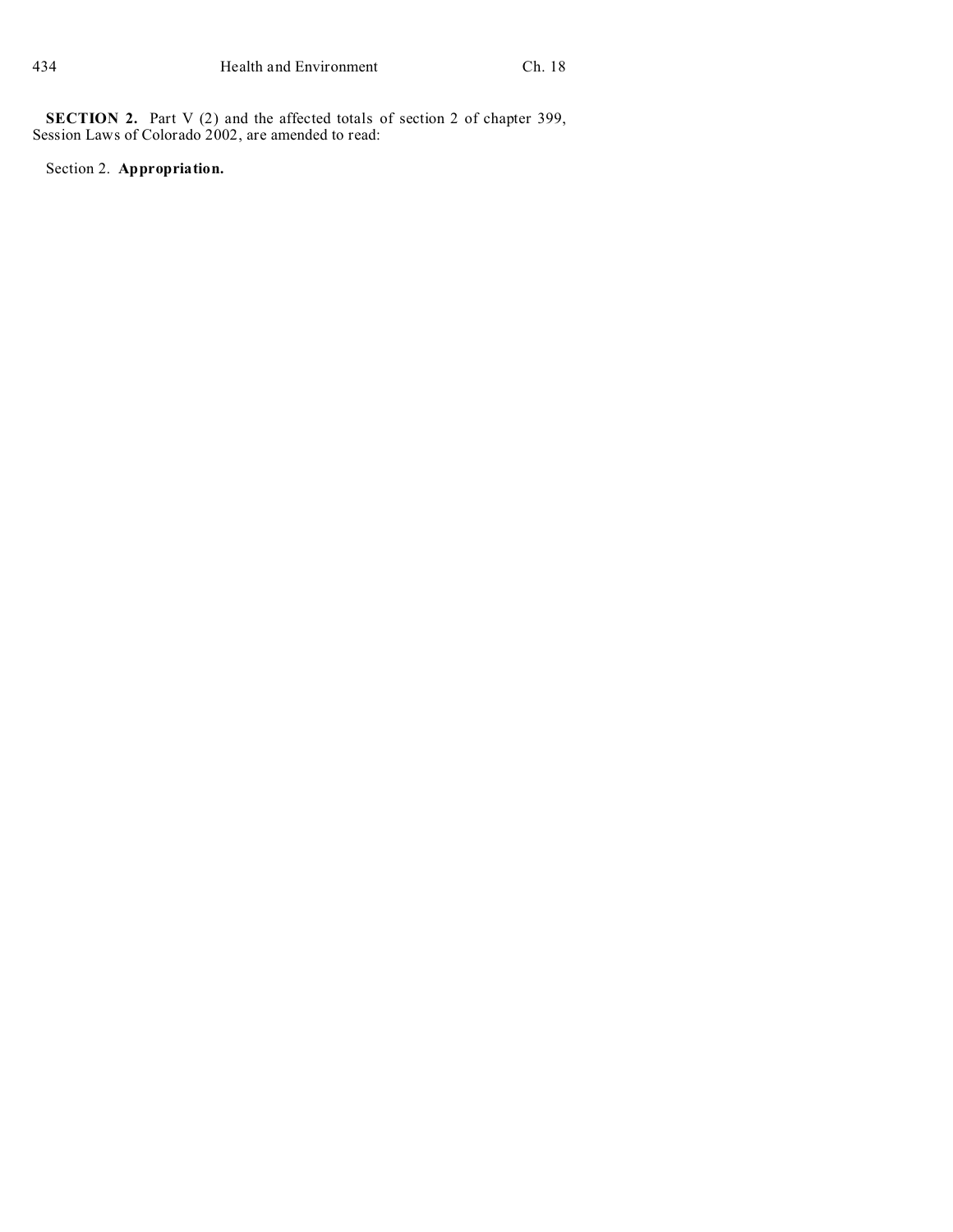**SECTION 2.** Part V (2) and the affected totals of section 2 of chapter 399, Session Laws of Colorado 2002, are amended to read:

Section 2. **Appropriation.**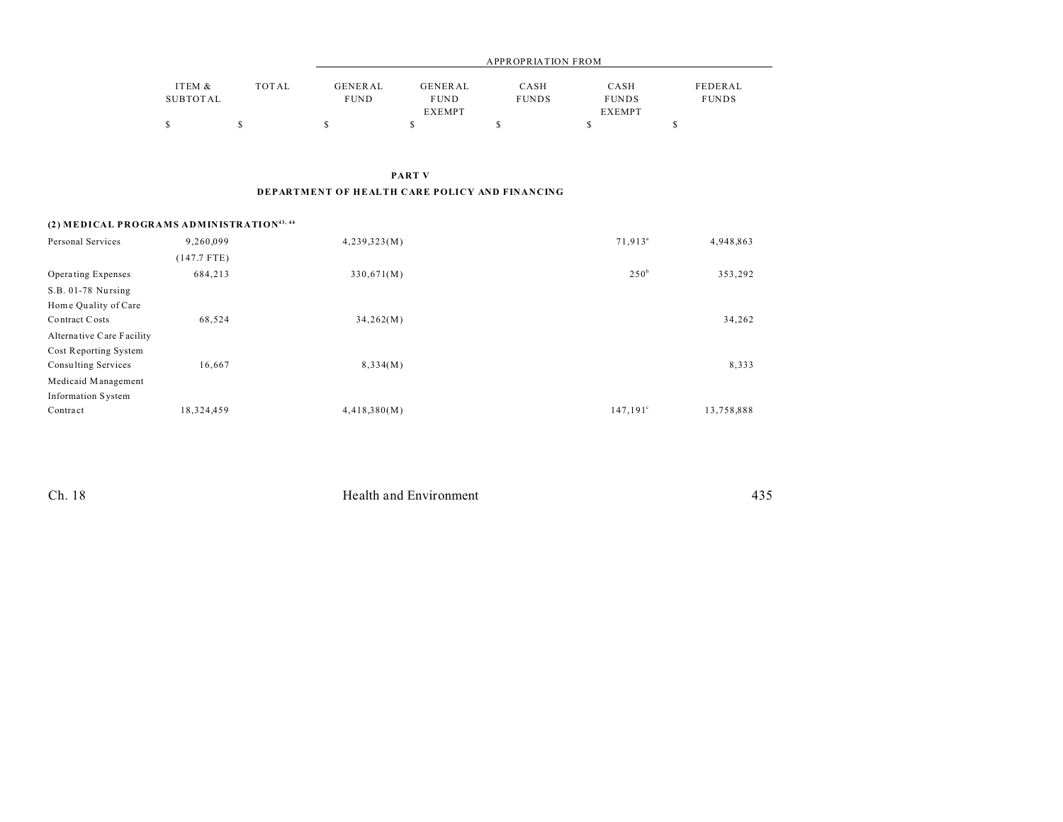| | ITEM & SUBTOTAL | TOTAL | APPROPRIATION FROM GENERAL FUND | GENERAL FUND EXEMPT | CASH FUNDS | CASH FUNDS EXEMPT | FEDERAL FUNDS |
|---|---|---|---|---|---|---|---|
| | $ | $ | $ | $ | $ | $ | $ |

## PART V

## DEPARTMENT OF HEALTH CARE POLICY AND FINANCING

**(2) MEDICAL PROGRAMS ADMINISTRATION**[43, 44]

| | ITEM & SUBTOTAL | TOTAL | GENERAL FUND | GENERAL FUND EXEMPT | CASH FUNDS | CASH FUNDS EXEMPT | FEDERAL FUNDS |
|---|---|---|---|---|---|---|---|
| Personal Services | 9,260,099 | | 4,239,323(M) | | | 71,913[a] | 4,948,863 |
| | (147.7 FTE) | | | | | | |
| Operating Expenses | 684,213 | | 330,671(M) | | | 250[b] | 353,292 |
| S.B. 01-78 Nursing Home Quality of Care Contract Costs | 68,524 | | 34,262(M) | | | | 34,262 |
| Alternative Care Facility Cost Reporting System Consulting Services | 16,667 | | 8,334(M) | | | | 8,333 |
| Medicaid Management Information System Contract | 18,324,459 | | 4,418,380(M) | | | 147,191[c] | 13,758,888 |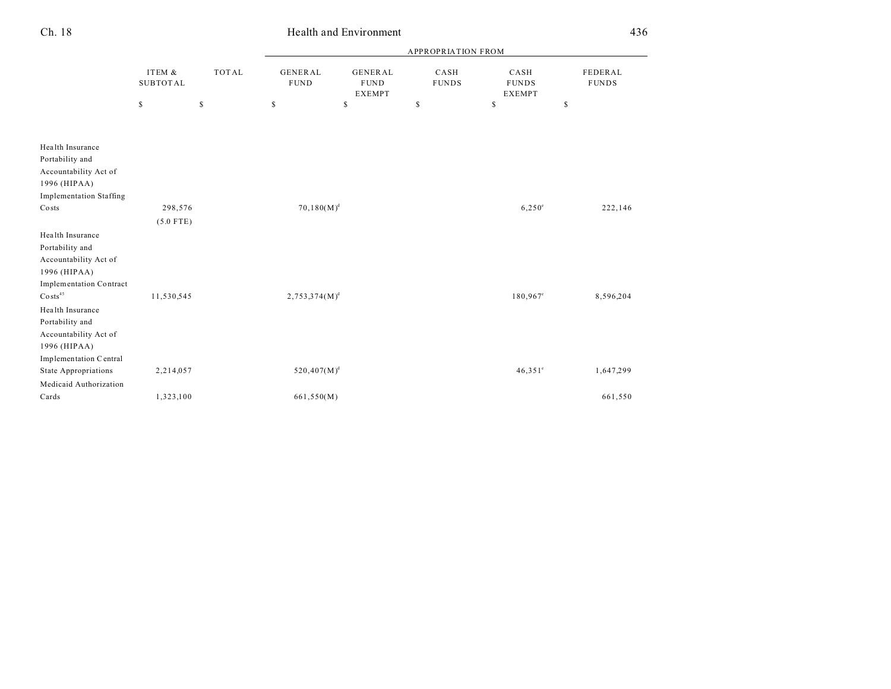| | ITEM & SUBTOTAL | TOTAL | APPROPRIATION FROM GENERAL FUND | GENERAL FUND EXEMPT | CASH FUNDS | CASH FUNDS EXEMPT | FEDERAL FUNDS |
|---|---|---|---|---|---|---|---|
| | $ | $ | $ | $ | $ | $ | $ |
| Health Insurance Portability and Accountability Act of 1996 (HIPAA) Implementation Staffing Costs | 298,576 (5.0 FTE) | | 70,180(M)[d] | | | 6,250[e] | 222,146 |
| Health Insurance Portability and Accountability Act of 1996 (HIPAA) Implementation Contract Costs[45] | 11,530,545 | | 2,753,374(M)[d] | | | 180,967[e] | 8,596,204 |
| Health Insurance Portability and Accountability Act of 1996 (HIPAA) Implementation Central State Appropriations | 2,214,057 | | 520,407(M)[d] | | | 46,351[e] | 1,647,299 |
| Medicaid Authorization Cards | 1,323,100 | | 661,550(M) | | | | 661,550 |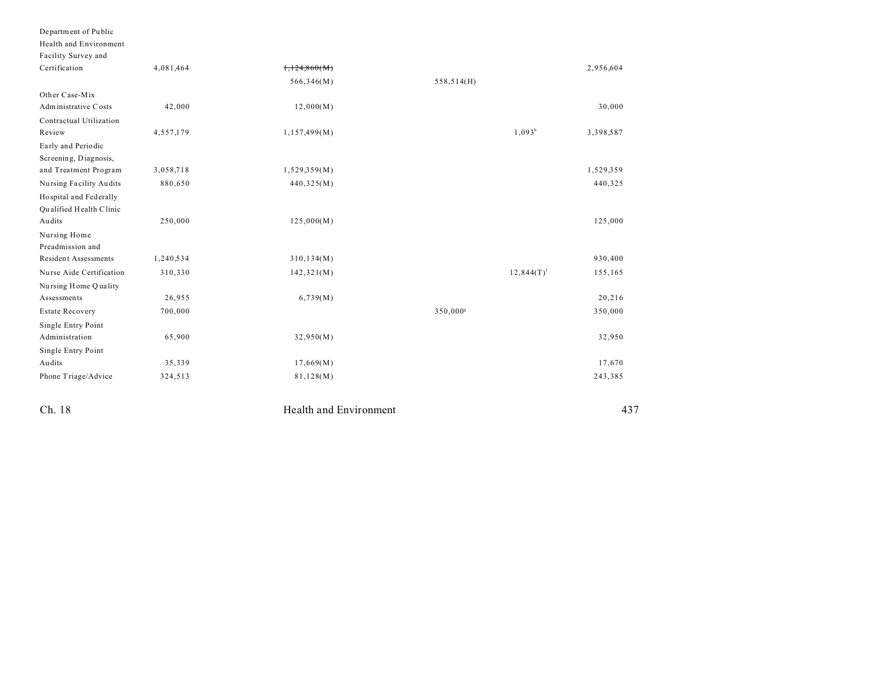| | | | | | |
|---|---|---|---|---|---|
| Department of Public Health and Environment Facility Survey and Certification | 4,081,464 | ~~1,124,860(M)~~ | | | 2,956,604 |
| | | 566,346(M) | 558,514(H) | | |
| Other Case-Mix Administrative Costs | 42,000 | 12,000(M) | | | 30,000 |
| Contractual Utilization Review | 4,557,179 | 1,157,499(M) | | 1,093[h] | 3,398,587 |
| Early and Periodic Screening, Diagnosis, and Treatment Program | 3,058,718 | 1,529,359(M) | | | 1,529,359 |
| Nursing Facility Audits | 880,650 | 440,325(M) | | | 440,325 |
| Hospital and Federally Qualified Health Clinic Audits | 250,000 | 125,000(M) | | | 125,000 |
| Nursing Home Preadmission and Resident Assessments | 1,240,534 | 310,134(M) | | | 930,400 |
| Nurse Aide Certification | 310,330 | 142,321(M) | | 12,844(T)[f] | 155,165 |
| Nursing Home Quality Assessments | 26,955 | 6,739(M) | | | 20,216 |
| Estate Recovery | 700,000 | | 350,000[g] | | 350,000 |
| Single Entry Point Administration | 65,900 | 32,950(M) | | | 32,950 |
| Single Entry Point Audits | 35,339 | 17,669(M) | | | 17,670 |
| Phone Triage/Advice | 324,513 | 81,128(M) | | | 243,385 |

Ch. 18 Health and Environment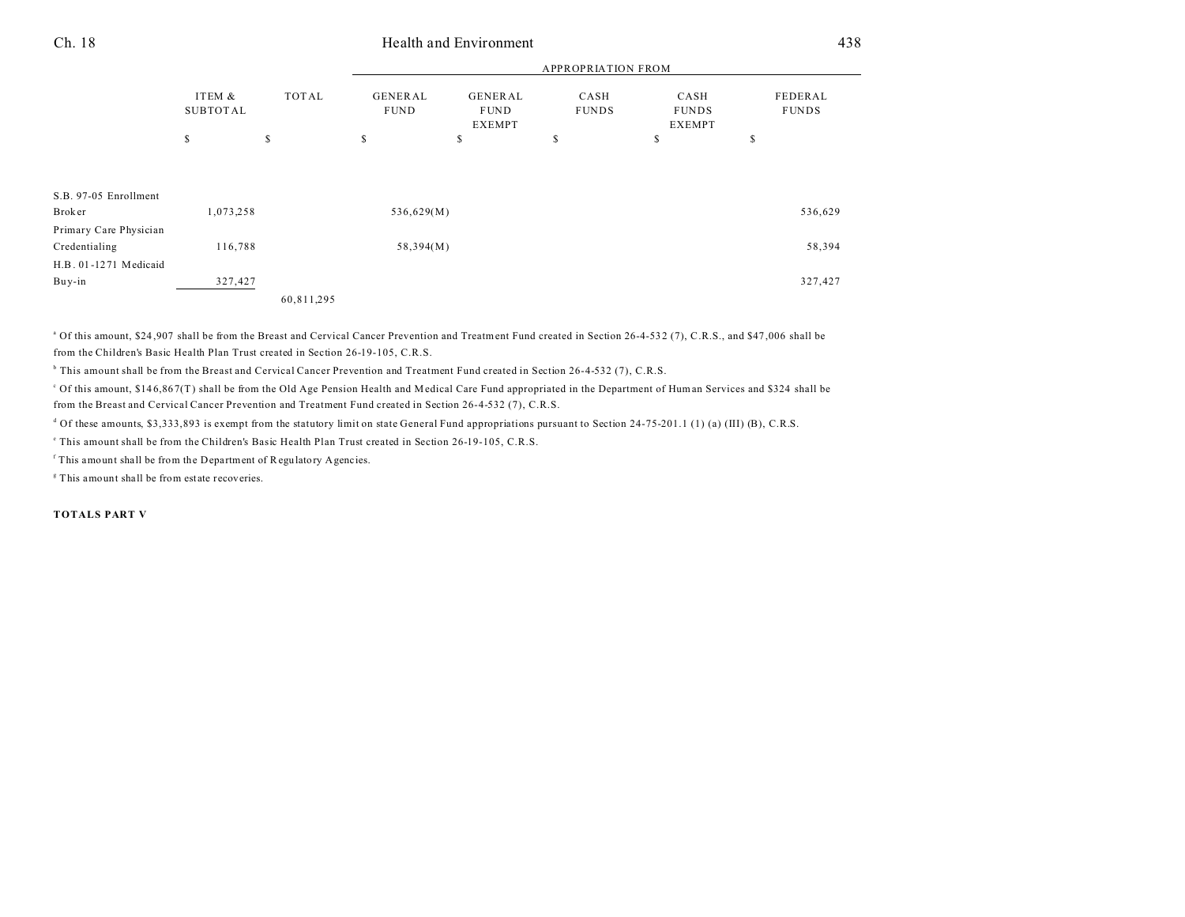| | ITEM & SUBTOTAL | TOTAL | APPROPRIATION FROM | | | | |
|---|---|---|---|---|---|---|---|
| | | | GENERAL FUND | GENERAL FUND EXEMPT | CASH FUNDS | CASH FUNDS EXEMPT | FEDERAL FUNDS |
| | $ | $ | $ | $ | $ | $ | $ |
| S.B. 97-05 Enrollment Broker | 1,073,258 | | 536,629(M) | | | | 536,629 |
| Primary Care Physician Credentialing | 116,788 | | 58,394(M) | | | | 58,394 |
| H.B. 01-1271 Medicaid Buy-in | 327,427 | | | | | | 327,427 |
| | | 60,811,295 | | | | | |

[a] Of this amount, $24,907 shall be from the Breast and Cervical Cancer Prevention and Treatment Fund created in Section 26-4-532 (7), C.R.S., and $47,006 shall be from the Children's Basic Health Plan Trust created in Section 26-19-105, C.R.S.

[b] This amount shall be from the Breast and Cervical Cancer Prevention and Treatment Fund created in Section 26-4-532 (7), C.R.S.

[c] Of this amount, $146,867(T) shall be from the Old Age Pension Health and Medical Care Fund appropriated in the Department of Human Services and $324 shall be from the Breast and Cervical Cancer Prevention and Treatment Fund created in Section 26-4-532 (7), C.R.S.

[d] Of these amounts, $3,333,893 is exempt from the statutory limit on state General Fund appropriations pursuant to Section 24-75-201.1 (1) (a) (III) (B), C.R.S.

[e] This amount shall be from the Children's Basic Health Plan Trust created in Section 26-19-105, C.R.S.

[f] This amount shall be from the Department of Regulatory Agencies.

[g] This amount shall be from estate recoveries.

**TOTALS PART V**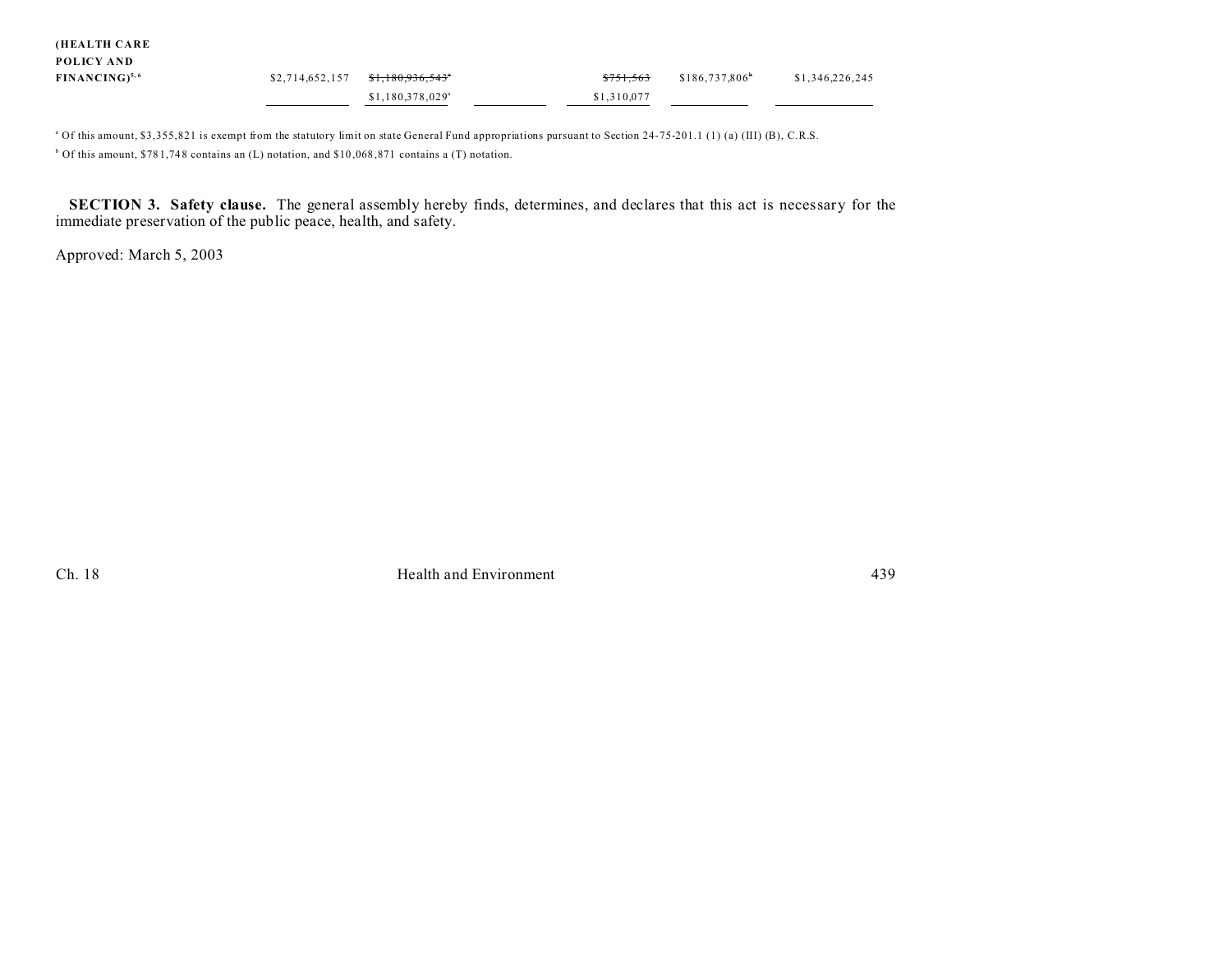| | | | | | | |
|---|---|---|---|---|---|---|
| **(HEALTH CARE POLICY AND FINANCING)**[5, 6] | $2,714,652,157 | ~~$1,180,936,543~~[a] | | ~~$751,563~~ | $186,737,806[b] | $1,346,226,245 |
| | | $1,180,378,029[a] | | $1,310,077 | | |

[a] Of this amount, $3,355,821 is exempt from the statutory limit on state General Fund appropriations pursuant to Section 24-75-201.1 (1) (a) (III) (B), C.R.S.

[b] Of this amount, $781,748 contains an (L) notation, and $10,068,871 contains a (T) notation.

**SECTION 3. Safety clause.** The general assembly hereby finds, determines, and declares that this act is necessary for the immediate preservation of the public peace, health, and safety.

Approved: March 5, 2003